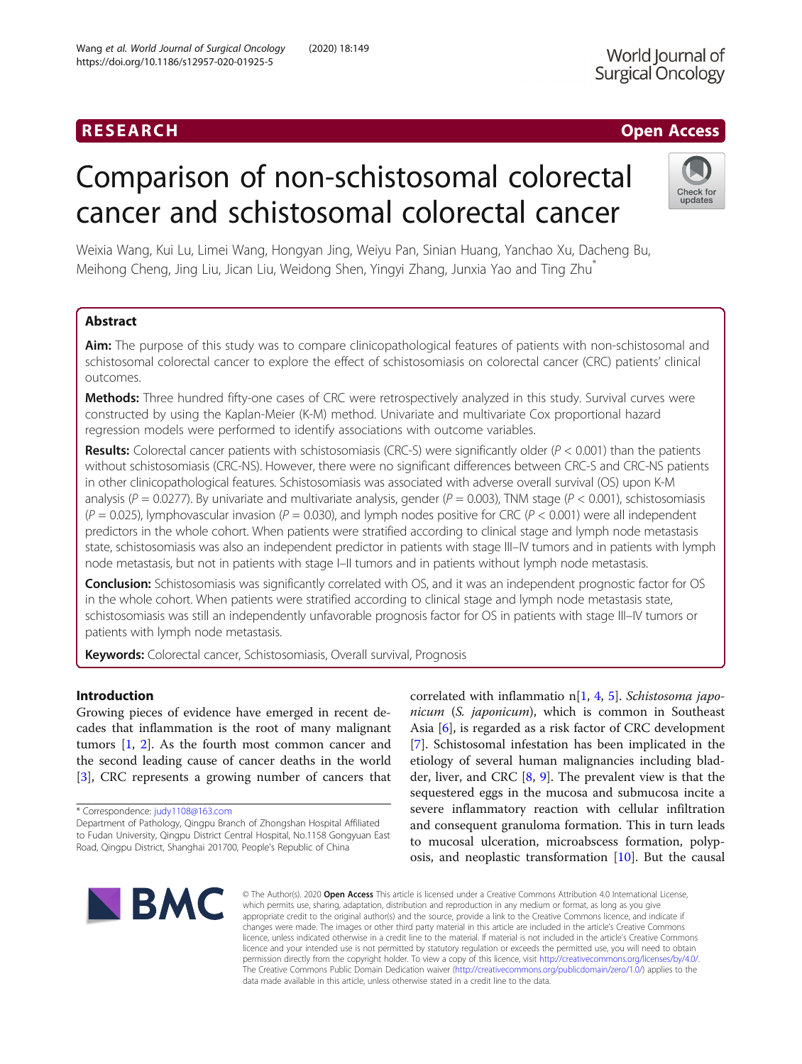RESEARCH

Open Access

# Comparison of non-schistosomal colorectal cancer and schistosomal colorectal cancer

Weixia Wang, Kui Lu, Limei Wang, Hongyan Jing, Weiyu Pan, Sinian Huang, Yanchao Xu, Dacheng Bu, Meihong Cheng, Jing Liu, Jican Liu, Weidong Shen, Yingyi Zhang, Junxia Yao and Ting Zhu*

## Abstract

**Aim:** The purpose of this study was to compare clinicopathological features of patients with non-schistosomal and schistosomal colorectal cancer to explore the effect of schistosomiasis on colorectal cancer (CRC) patients' clinical outcomes.

**Methods:** Three hundred fifty-one cases of CRC were retrospectively analyzed in this study. Survival curves were constructed by using the Kaplan-Meier (K-M) method. Univariate and multivariate Cox proportional hazard regression models were performed to identify associations with outcome variables.

**Results:** Colorectal cancer patients with schistosomiasis (CRC-S) were significantly older ($P < 0.001$) than the patients without schistosomiasis (CRC-NS). However, there were no significant differences between CRC-S and CRC-NS patients in other clinicopathological features. Schistosomiasis was associated with adverse overall survival (OS) upon K-M analysis ($P = 0.0277$). By univariate and multivariate analysis, gender ($P = 0.003$), TNM stage ($P < 0.001$), schistosomiasis ($P = 0.025$), lymphovascular invasion ($P = 0.030$), and lymph nodes positive for CRC ($P < 0.001$) were all independent predictors in the whole cohort. When patients were stratified according to clinical stage and lymph node metastasis state, schistosomiasis was also an independent predictor in patients with stage III–IV tumors and in patients with lymph node metastasis, but not in patients with stage I–II tumors and in patients without lymph node metastasis.

**Conclusion:** Schistosomiasis was significantly correlated with OS, and it was an independent prognostic factor for OS in the whole cohort. When patients were stratified according to clinical stage and lymph node metastasis state, schistosomiasis was still an independently unfavorable prognosis factor for OS in patients with stage III–IV tumors or patients with lymph node metastasis.

**Keywords:** Colorectal cancer, Schistosomiasis, Overall survival, Prognosis

## Introduction

Growing pieces of evidence have emerged in recent decades that inflammation is the root of many malignant tumors [1, 2]. As the fourth most common cancer and the second leading cause of cancer deaths in the world [3], CRC represents a growing number of cancers that correlated with inflammatio n[1, 4, 5]. *Schistosoma japonicum* (*S. japonicum*), which is common in Southeast Asia [6], is regarded as a risk factor of CRC development [7]. Schistosomal infestation has been implicated in the etiology of several human malignancies including bladder, liver, and CRC [8, 9]. The prevalent view is that the sequestered eggs in the mucosa and submucosa incite a severe inflammatory reaction with cellular infiltration and consequent granuloma formation. This in turn leads to mucosal ulceration, microabscess formation, polyposis, and neoplastic transformation [10]. But the causal

* Correspondence: judy1108@163.com
Department of Pathology, Qingpu Branch of Zhongshan Hospital Affiliated to Fudan University, Qingpu District Central Hospital, No.1158 Gongyuan East Road, Qingpu District, Shanghai 201700, People's Republic of China

© The Author(s). 2020 **Open Access** This article is licensed under a Creative Commons Attribution 4.0 International License, which permits use, sharing, adaptation, distribution and reproduction in any medium or format, as long as you give appropriate credit to the original author(s) and the source, provide a link to the Creative Commons licence, and indicate if changes were made. The images or other third party material in this article are included in the article's Creative Commons licence, unless indicated otherwise in a credit line to the material. If material is not included in the article's Creative Commons licence and your intended use is not permitted by statutory regulation or exceeds the permitted use, you will need to obtain permission directly from the copyright holder. To view a copy of this licence, visit http://creativecommons.org/licenses/by/4.0/. The Creative Commons Public Domain Dedication waiver (http://creativecommons.org/publicdomain/zero/1.0/) applies to the data made available in this article, unless otherwise stated in a credit line to the data.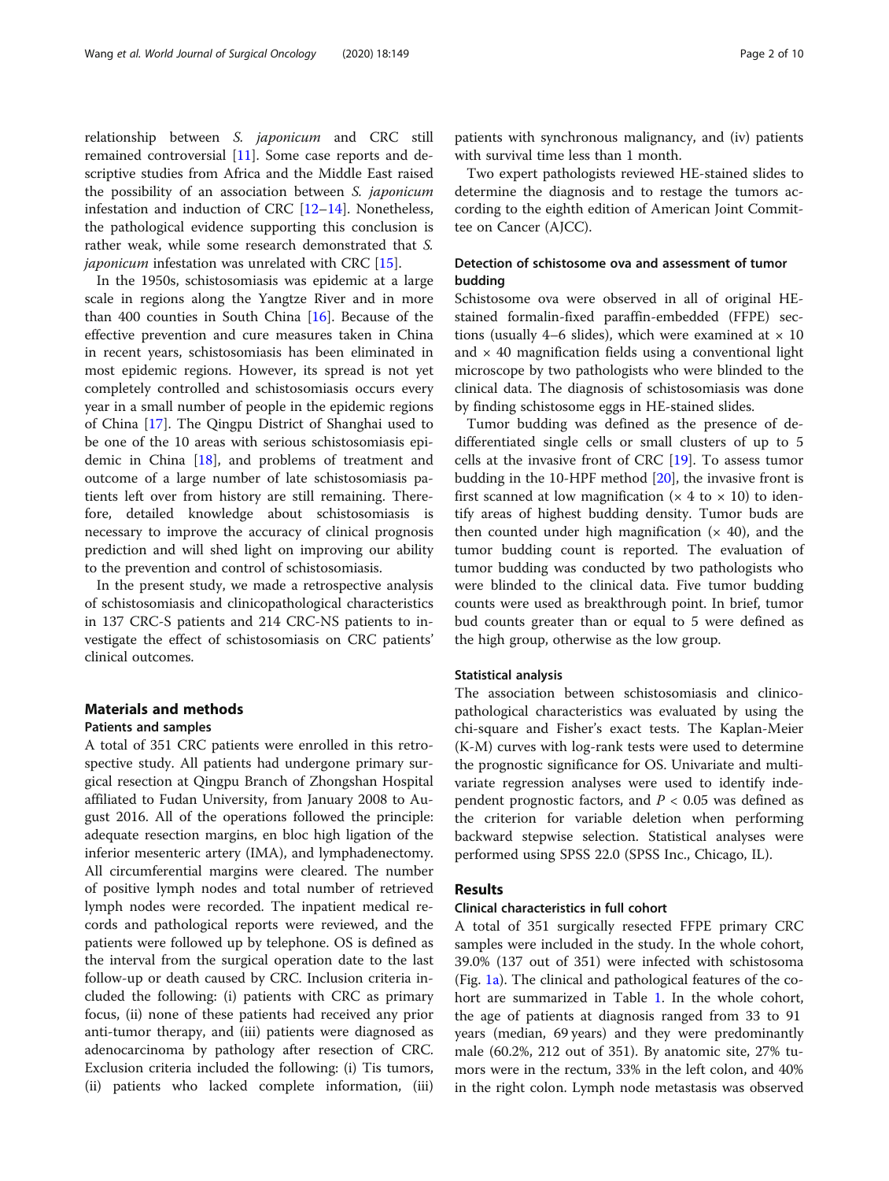relationship between *S. japonicum* and CRC still remained controversial [11]. Some case reports and descriptive studies from Africa and the Middle East raised the possibility of an association between *S. japonicum* infestation and induction of CRC [12–14]. Nonetheless, the pathological evidence supporting this conclusion is rather weak, while some research demonstrated that *S. japonicum* infestation was unrelated with CRC [15].

In the 1950s, schistosomiasis was epidemic at a large scale in regions along the Yangtze River and in more than 400 counties in South China [16]. Because of the effective prevention and cure measures taken in China in recent years, schistosomiasis has been eliminated in most epidemic regions. However, its spread is not yet completely controlled and schistosomiasis occurs every year in a small number of people in the epidemic regions of China [17]. The Qingpu District of Shanghai used to be one of the 10 areas with serious schistosomiasis epidemic in China [18], and problems of treatment and outcome of a large number of late schistosomiasis patients left over from history are still remaining. Therefore, detailed knowledge about schistosomiasis is necessary to improve the accuracy of clinical prognosis prediction and will shed light on improving our ability to the prevention and control of schistosomiasis.

In the present study, we made a retrospective analysis of schistosomiasis and clinicopathological characteristics in 137 CRC-S patients and 214 CRC-NS patients to investigate the effect of schistosomiasis on CRC patients' clinical outcomes.

## Materials and methods

### Patients and samples

A total of 351 CRC patients were enrolled in this retrospective study. All patients had undergone primary surgical resection at Qingpu Branch of Zhongshan Hospital affiliated to Fudan University, from January 2008 to August 2016. All of the operations followed the principle: adequate resection margins, en bloc high ligation of the inferior mesenteric artery (IMA), and lymphadenectomy. All circumferential margins were cleared. The number of positive lymph nodes and total number of retrieved lymph nodes were recorded. The inpatient medical records and pathological reports were reviewed, and the patients were followed up by telephone. OS is defined as the interval from the surgical operation date to the last follow-up or death caused by CRC. Inclusion criteria included the following: (i) patients with CRC as primary focus, (ii) none of these patients had received any prior anti-tumor therapy, and (iii) patients were diagnosed as adenocarcinoma by pathology after resection of CRC. Exclusion criteria included the following: (i) Tis tumors, (ii) patients who lacked complete information, (iii) patients with synchronous malignancy, and (iv) patients with survival time less than 1 month.

Two expert pathologists reviewed HE-stained slides to determine the diagnosis and to restage the tumors according to the eighth edition of American Joint Committee on Cancer (AJCC).

### Detection of schistosome ova and assessment of tumor budding

Schistosome ova were observed in all of original HE-stained formalin-fixed paraffin-embedded (FFPE) sections (usually 4–6 slides), which were examined at × 10 and × 40 magnification fields using a conventional light microscope by two pathologists who were blinded to the clinical data. The diagnosis of schistosomiasis was done by finding schistosome eggs in HE-stained slides.

Tumor budding was defined as the presence of de-differentiated single cells or small clusters of up to 5 cells at the invasive front of CRC [19]. To assess tumor budding in the 10-HPF method [20], the invasive front is first scanned at low magnification (× 4 to × 10) to identify areas of highest budding density. Tumor buds are then counted under high magnification (× 40), and the tumor budding count is reported. The evaluation of tumor budding was conducted by two pathologists who were blinded to the clinical data. Five tumor budding counts were used as breakthrough point. In brief, tumor bud counts greater than or equal to 5 were defined as the high group, otherwise as the low group.

### Statistical analysis

The association between schistosomiasis and clinicopathological characteristics was evaluated by using the chi-square and Fisher's exact tests. The Kaplan-Meier (K-M) curves with log-rank tests were used to determine the prognostic significance for OS. Univariate and multivariate regression analyses were used to identify independent prognostic factors, and $P < 0.05$ was defined as the criterion for variable deletion when performing backward stepwise selection. Statistical analyses were performed using SPSS 22.0 (SPSS Inc., Chicago, IL).

## Results

### Clinical characteristics in full cohort

A total of 351 surgically resected FFPE primary CRC samples were included in the study. In the whole cohort, 39.0% (137 out of 351) were infected with schistosoma (Fig. 1a). The clinical and pathological features of the cohort are summarized in Table 1. In the whole cohort, the age of patients at diagnosis ranged from 33 to 91 years (median, 69 years) and they were predominantly male (60.2%, 212 out of 351). By anatomic site, 27% tumors were in the rectum, 33% in the left colon, and 40% in the right colon. Lymph node metastasis was observed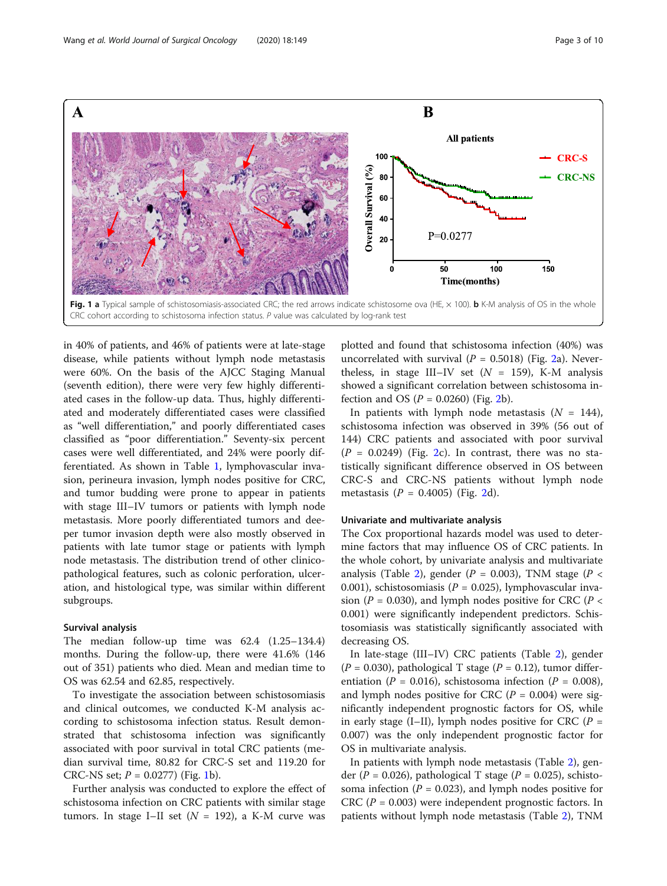**Fig. 1** **a** Typical sample of schistosomiasis-associated CRC; the red arrows indicate schistosome ova (HE, × 100). **b** K-M analysis of OS in the whole CRC cohort according to schistosoma infection status. *P* value was calculated by log-rank test

in 40% of patients, and 46% of patients were at late-stage disease, while patients without lymph node metastasis were 60%. On the basis of the AJCC Staging Manual (seventh edition), there were very few highly differentiated cases in the follow-up data. Thus, highly differentiated and moderately differentiated cases were classified as "well differentiation," and poorly differentiated cases classified as "poor differentiation." Seventy-six percent cases were well differentiated, and 24% were poorly differentiated. As shown in Table 1, lymphovascular invasion, perineura invasion, lymph nodes positive for CRC, and tumor budding were prone to appear in patients with stage III–IV tumors or patients with lymph node metastasis. More poorly differentiated tumors and deeper tumor invasion depth were also mostly observed in patients with late tumor stage or patients with lymph node metastasis. The distribution trend of other clinicopathological features, such as colonic perforation, ulceration, and histological type, was similar within different subgroups.

### Survival analysis

The median follow-up time was 62.4 (1.25–134.4) months. During the follow-up, there were 41.6% (146 out of 351) patients who died. Mean and median time to OS was 62.54 and 62.85, respectively.

To investigate the association between schistosomiasis and clinical outcomes, we conducted K-M analysis according to schistosoma infection status. Result demonstrated that schistosoma infection was significantly associated with poor survival in total CRC patients (median survival time, 80.82 for CRC-S set and 119.20 for CRC-NS set; $P = 0.0277$) (Fig. 1b).

Further analysis was conducted to explore the effect of schistosoma infection on CRC patients with similar stage tumors. In stage I–II set ($N = 192$), a K-M curve was plotted and found that schistosoma infection (40%) was uncorrelated with survival ($P = 0.5018$) (Fig. 2a). Nevertheless, in stage III–IV set ($N = 159$), K-M analysis showed a significant correlation between schistosoma infection and OS ($P = 0.0260$) (Fig. 2b).

In patients with lymph node metastasis ($N = 144$), schistosoma infection was observed in 39% (56 out of 144) CRC patients and associated with poor survival ($P = 0.0249$) (Fig. 2c). In contrast, there was no statistically significant difference observed in OS between CRC-S and CRC-NS patients without lymph node metastasis ($P = 0.4005$) (Fig. 2d).

### Univariate and multivariate analysis

The Cox proportional hazards model was used to determine factors that may influence OS of CRC patients. In the whole cohort, by univariate analysis and multivariate analysis (Table 2), gender ($P = 0.003$), TNM stage ($P < 0.001$), schistosomiasis ($P = 0.025$), lymphovascular invasion ($P = 0.030$), and lymph nodes positive for CRC ($P < 0.001$) were significantly independent predictors. Schistosomiasis was statistically significantly associated with decreasing OS.

In late-stage (III–IV) CRC patients (Table 2), gender ($P = 0.030$), pathological T stage ($P = 0.12$), tumor differentiation ($P = 0.016$), schistosoma infection ($P = 0.008$), and lymph nodes positive for CRC ($P = 0.004$) were significantly independent prognostic factors for OS, while in early stage (I–II), lymph nodes positive for CRC ($P = 0.007$) was the only independent prognostic factor for OS in multivariate analysis.

In patients with lymph node metastasis (Table 2), gender ($P = 0.026$), pathological T stage ($P = 0.025$), schistosoma infection ($P = 0.023$), and lymph nodes positive for CRC ($P = 0.003$) were independent prognostic factors. In patients without lymph node metastasis (Table 2), TNM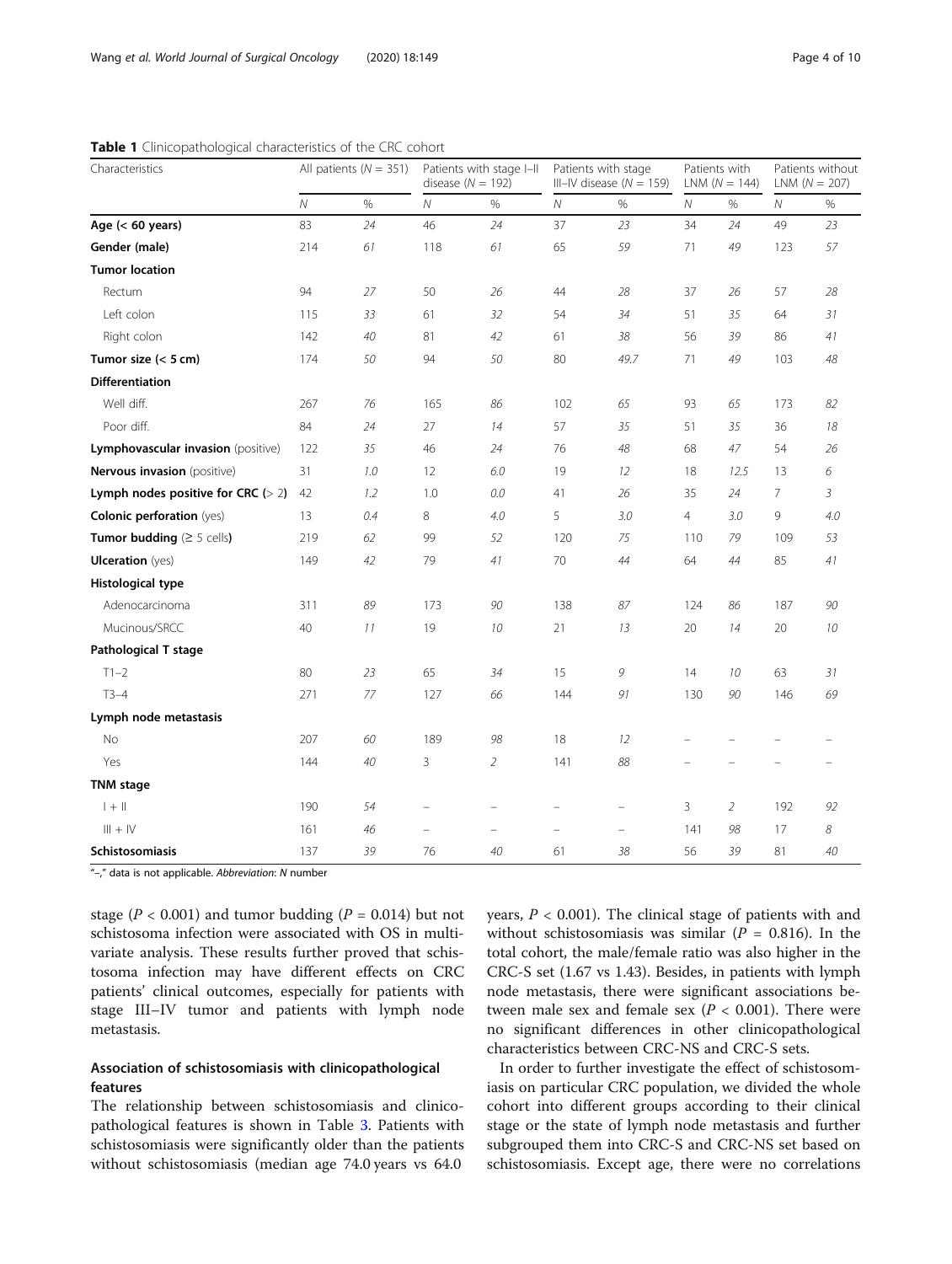**Table 1** Clinicopathological characteristics of the CRC cohort

| Characteristics | All patients ($N$ = 351) | | Patients with stage I–II disease ($N$ = 192) | | Patients with stage III–IV disease ($N$ = 159) | | Patients with LNM ($N$ = 144) | | Patients without LNM ($N$ = 207) | |
|---|---|---|---|---|---|---|---|---|---|---|
| | *N* | % | *N* | % | *N* | % | *N* | % | *N* | % |
| **Age (< 60 years)** | 83 | 24 | 46 | 24 | 37 | 23 | 34 | 24 | 49 | 23 |
| **Gender (male)** | 214 | 61 | 118 | 61 | 65 | 59 | 71 | 49 | 123 | 57 |
| **Tumor location** | | | | | | | | | | |
| Rectum | 94 | 27 | 50 | 26 | 44 | 28 | 37 | 26 | 57 | 28 |
| Left colon | 115 | 33 | 61 | 32 | 54 | 34 | 51 | 35 | 64 | 31 |
| Right colon | 142 | 40 | 81 | 42 | 61 | 38 | 56 | 39 | 86 | 41 |
| **Tumor size (< 5 cm)** | 174 | 50 | 94 | 50 | 80 | 49.7 | 71 | 49 | 103 | 48 |
| **Differentiation** | | | | | | | | | | |
| Well diff. | 267 | 76 | 165 | 86 | 102 | 65 | 93 | 65 | 173 | 82 |
| Poor diff. | 84 | 24 | 27 | 14 | 57 | 35 | 51 | 35 | 36 | 18 |
| **Lymphovascular invasion** (positive) | 122 | 35 | 46 | 24 | 76 | 48 | 68 | 47 | 54 | 26 |
| **Nervous invasion** (positive) | 31 | 1.0 | 12 | 6.0 | 19 | 12 | 18 | 12.5 | 13 | 6 |
| **Lymph nodes positive for CRC** (> 2) | 42 | 1.2 | 1.0 | 0.0 | 41 | 26 | 35 | 24 | 7 | 3 |
| **Colonic perforation** (yes) | 13 | 0.4 | 8 | 4.0 | 5 | 3.0 | 4 | 3.0 | 9 | 4.0 |
| **Tumor budding** (≥ 5 cells) | 219 | 62 | 99 | 52 | 120 | 75 | 110 | 79 | 109 | 53 |
| **Ulceration** (yes) | 149 | 42 | 79 | 41 | 70 | 44 | 64 | 44 | 85 | 41 |
| **Histological type** | | | | | | | | | | |
| Adenocarcinoma | 311 | 89 | 173 | 90 | 138 | 87 | 124 | 86 | 187 | 90 |
| Mucinous/SRCC | 40 | 11 | 19 | 10 | 21 | 13 | 20 | 14 | 20 | 10 |
| **Pathological T stage** | | | | | | | | | | |
| T1–2 | 80 | 23 | 65 | 34 | 15 | 9 | 14 | 10 | 63 | 31 |
| T3–4 | 271 | 77 | 127 | 66 | 144 | 91 | 130 | 90 | 146 | 69 |
| **Lymph node metastasis** | | | | | | | | | | |
| No | 207 | 60 | 189 | 98 | 18 | 12 | – | – | – | – |
| Yes | 144 | 40 | 3 | 2 | 141 | 88 | – | – | – | – |
| **TNM stage** | | | | | | | | | | |
| I + II | 190 | 54 | – | – | – | – | 3 | 2 | 192 | 92 |
| III + IV | 161 | 46 | – | – | – | – | 141 | 98 | 17 | 8 |
| **Schistosomiasis** | 137 | 39 | 76 | 40 | 61 | 38 | 56 | 39 | 81 | 40 |

"–," data is not applicable. *Abbreviation*: *N* number

stage ($P$ < 0.001) and tumor budding ($P$ = 0.014) but not schistosoma infection were associated with OS in multivariate analysis. These results further proved that schistosoma infection may have different effects on CRC patients' clinical outcomes, especially for patients with stage III–IV tumor and patients with lymph node metastasis.

### Association of schistosomiasis with clinicopathological features

The relationship between schistosomiasis and clinicopathological features is shown in Table 3. Patients with schistosomiasis were significantly older than the patients without schistosomiasis (median age 74.0 years vs 64.0 years, $P$ < 0.001). The clinical stage of patients with and without schistosomiasis was similar ($P$ = 0.816). In the total cohort, the male/female ratio was also higher in the CRC-S set (1.67 vs 1.43). Besides, in patients with lymph node metastasis, there were significant associations between male sex and female sex ($P$ < 0.001). There were no significant differences in other clinicopathological characteristics between CRC-NS and CRC-S sets.

In order to further investigate the effect of schistosomiasis on particular CRC population, we divided the whole cohort into different groups according to their clinical stage or the state of lymph node metastasis and further subgrouped them into CRC-S and CRC-NS set based on schistosomiasis. Except age, there were no correlations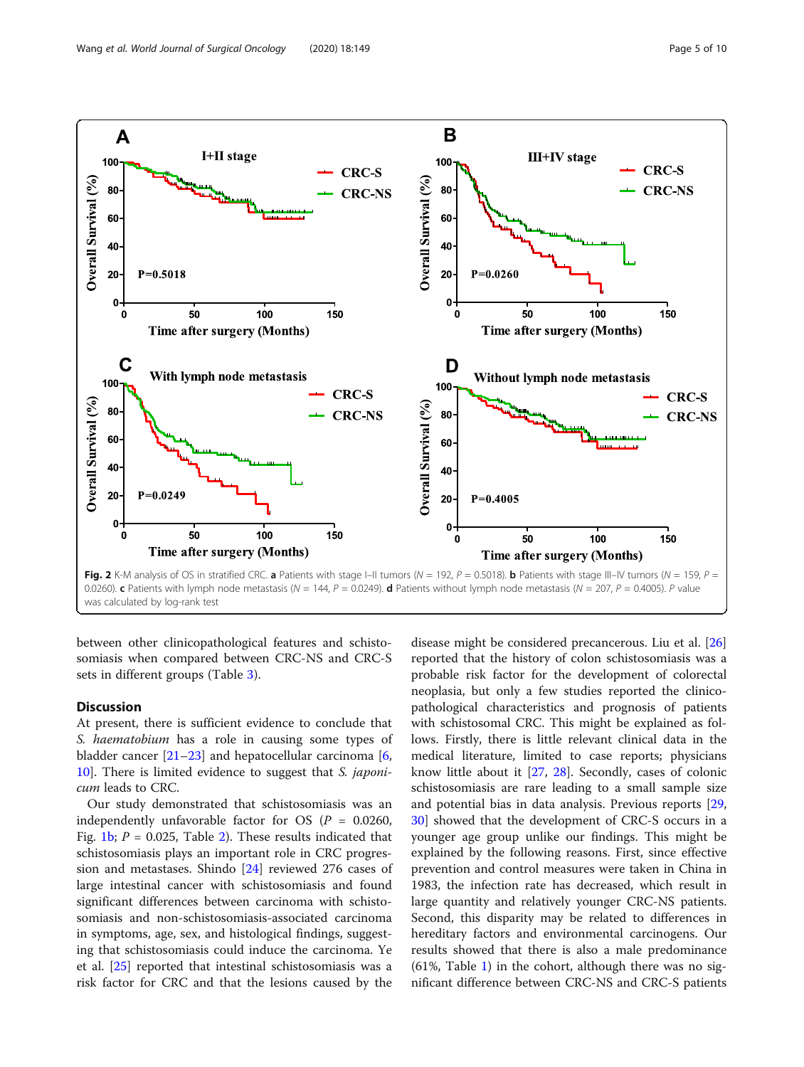**Fig. 2** K-M analysis of OS in stratified CRC. **a** Patients with stage I–II tumors (N = 192, P = 0.5018). **b** Patients with stage III–IV tumors (N = 159, P = 0.0260). **c** Patients with lymph node metastasis (N = 144, P = 0.0249). **d** Patients without lymph node metastasis (N = 207, P = 0.4005). P value was calculated by log-rank test

between other clinicopathological features and schistosomiasis when compared between CRC-NS and CRC-S sets in different groups (Table 3).

## Discussion

At present, there is sufficient evidence to conclude that *S. haematobium* has a role in causing some types of bladder cancer [21–23] and hepatocellular carcinoma [6, 10]. There is limited evidence to suggest that *S. japonicum* leads to CRC.

Our study demonstrated that schistosomiasis was an independently unfavorable factor for OS ($P$ = 0.0260, Fig. 1b; $P$ = 0.025, Table 2). These results indicated that schistosomiasis plays an important role in CRC progression and metastases. Shindo [24] reviewed 276 cases of large intestinal cancer with schistosomiasis and found significant differences between carcinoma with schistosomiasis and non-schistosomiasis-associated carcinoma in symptoms, age, sex, and histological findings, suggesting that schistosomiasis could induce the carcinoma. Ye et al. [25] reported that intestinal schistosomiasis was a risk factor for CRC and that the lesions caused by the disease might be considered precancerous. Liu et al. [26] reported that the history of colon schistosomiasis was a probable risk factor for the development of colorectal neoplasia, but only a few studies reported the clinicopathological characteristics and prognosis of patients with schistosomal CRC. This might be explained as follows. Firstly, there is little relevant clinical data in the medical literature, limited to case reports; physicians know little about it [27, 28]. Secondly, cases of colonic schistosomiasis are rare leading to a small sample size and potential bias in data analysis. Previous reports [29, 30] showed that the development of CRC-S occurs in a younger age group unlike our findings. This might be explained by the following reasons. First, since effective prevention and control measures were taken in China in 1983, the infection rate has decreased, which result in large quantity and relatively younger CRC-NS patients. Second, this disparity may be related to differences in hereditary factors and environmental carcinogens. Our results showed that there is also a male predominance (61%, Table 1) in the cohort, although there was no significant difference between CRC-NS and CRC-S patients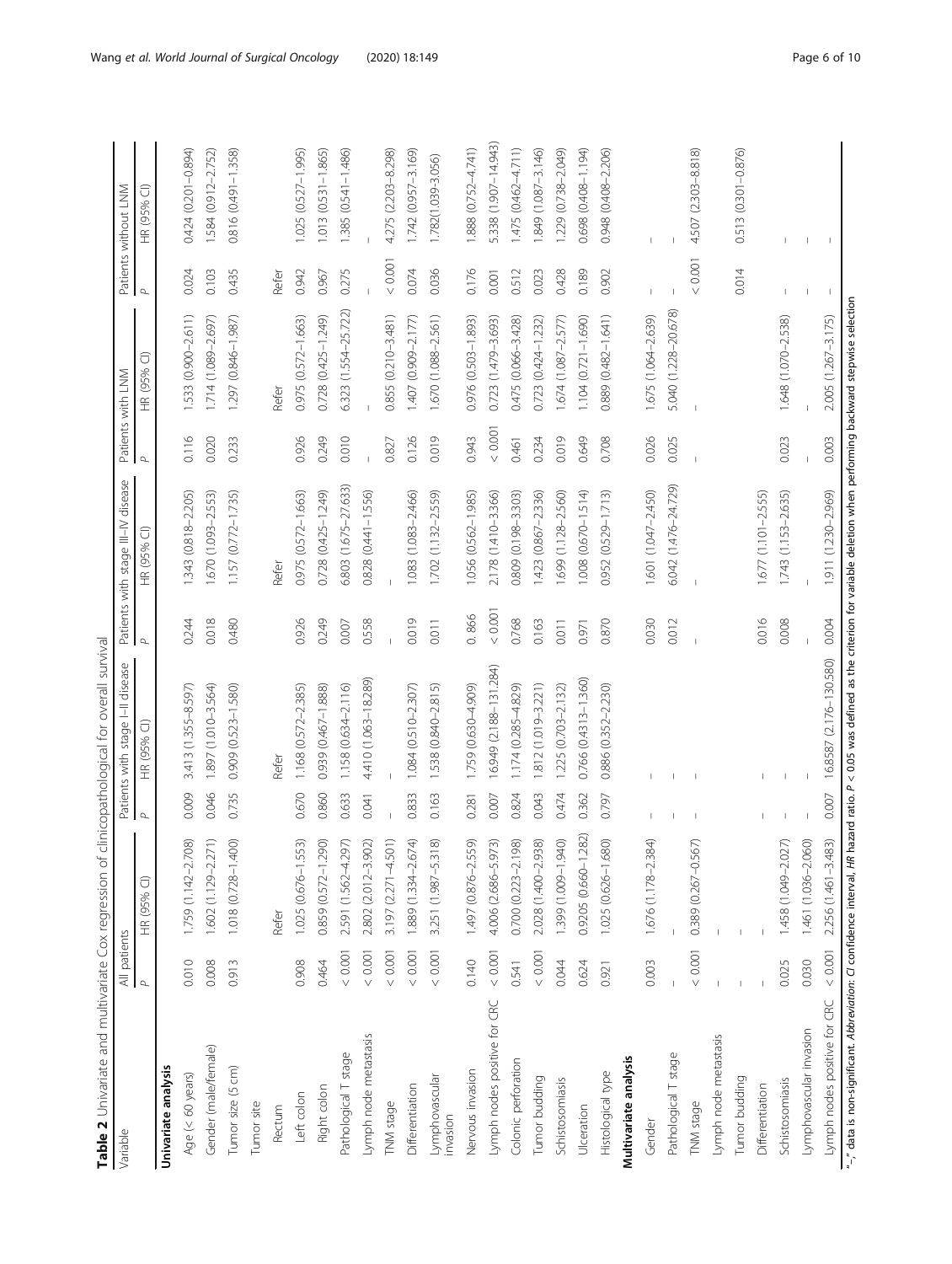**Table 2** Univariate and multivariate Cox regression of clinicopathological for overall survival

| Variable | All patients | | Patients with stage I–II disease | | Patients with stage III–IV disease | | Patients with LNM | | Patients without LNM | |
|---|---|---|---|---|---|---|---|---|---|---|
| | *P* | HR (95% CI) | *P* | HR (95% CI) | *P* | HR (95% CI) | *P* | HR (95% CI) | *P* | HR (95% CI) |
| **Univariate analysis** | | | | | | | | | | |
| Age (< 60 years) | 0.010 | 1.759 (1.142–2.708) | 0.009 | 3.413 (1.355–8.597) | 0.244 | 1.343 (0.818–2.205) | 0.116 | 1.533 (0.900–2.611) | 0.024 | 0.424 (0.201–0.894) |
| Gender (male/female) | 0.008 | 1.602 (1.129–2.271) | 0.046 | 1.897 (1.010–3.564) | 0.018 | 1.670 (1.093–2.553) | 0.020 | 1.714 (1.089–2.697) | 0.103 | 1.584 (0.912–2.752) |
| Tumor size (5 cm) | 0.913 | 1.018 (0.728–1.400) | 0.735 | 0.909 (0.523–1.580) | 0.480 | 1.157 (0.772–1.735) | 0.233 | 1.297 (0.846–1.987) | 0.435 | 0.816 (0.491–1.358) |
| Tumor site | | | | | | | | | | |
| Rectum | | Refer | | Refer | | Refer | | Refer | Refer | |
| Left colon | 0.908 | 1.025 (0.676–1.553) | 0.670 | 1.168 (0.572–2.385) | 0.926 | 0.975 (0.572–1.663) | 0.926 | 0.975 (0.572–1.663) | 0.942 | 1.025 (0.527–1.995) |
| Right colon | 0.464 | 0.859 (0.572–1.290) | 0.860 | 0.939 (0.467–1.888) | 0.249 | 0.728 (0.425–1.249) | 0.249 | 0.728 (0.425–1.249) | 0.967 | 1.013 (0.531–1.865) |
| Pathological T stage | < 0.001 | 2.591 (1.562–4.297) | 0.633 | 1.158 (0.634–2.116) | 0.007 | 6.803 (1.675–27.633) | 0.010 | 6.323 (1.554–25.722) | 0.275 | 1.385 (0.541–1.486) |
| Lymph node metastasis | < 0.001 | 2.802 (2.012–3.902) | 0.041 | 4.410 (1.063–18.289) | 0.558 | 0.828 (0.441–1.556) | – | – | – | – |
| TNM stage | < 0.001 | 3.197 (2.271–4.501) | – | – | – | – | 0.827 | 0.855 (0.210–3.481) | < 0.001 | 4.275 (2.203–8.298) |
| Differentiation | < 0.001 | 1.889 (1.334–2.674) | 0.833 | 1.084 (0.510–2.307) | 0.019 | 1.083 (1.083–2.466) | 0.126 | 1.407 (0.909–2.177) | 0.074 | 1.742 (0.957–3.169) |
| Lymphovascular invasion | < 0.001 | 3.251 (1.987–5.318) | 0.163 | 1.538 (0.840–2.815) | 0.011 | 1.702 (1.132–2.559) | 0.019 | 1.670 (1.088–2.561) | 0.036 | 1.782(1.039-3.056) |
| Nervous invasion | 0.140 | 1.497 (0.876–2.559) | 0.281 | 1.759 (0.630–4.909) | 0. 866 | 1.056 (0.562–1.985) | 0.943 | 0.976 (0.503–1.893) | 0.176 | 1.888 (0.752–4.741) |
| Lymph nodes positive for CRC | < 0.001 | 4.006 (2.686–5.973) | 0.007 | 16.949 (2.188–131.284) | < 0.001 | 2.178 (1.410–3.366) | < 0.001 | 0.723 (1.479–3.693) | 0.001 | 5.338 (1.907–14.943) |
| Colonic perforation | 0.541 | 0.700 (0.223–2.198) | 0.824 | 1.174 (0.285–4.829) | 0.768 | 0.809 (0.198–3.303) | 0.461 | 0.475 (0.066–3.428) | 0.512 | 1.475 (0.462–4.711) |
| Tumor budding | < 0.001 | 2.028 (1.400–2.938) | 0.043 | 1.812 (1.019–3.221) | 0.163 | 1.423 (0.867–2.336) | 0.234 | 0.723 (0.424–1.232) | 0.023 | 1.849 (1.087–3.146) |
| Schistosomiasis | 0.044 | 1.399 (1.009–1.940) | 0.474 | 1.225 (0.703–2.132) | 0.011 | 1.699 (1.128–2.560) | 0.019 | 1.674 (1.087–2.577) | 0.428 | 1.229 (0.738–2.049) |
| Ulceration | 0.624 | 0.9205 (0.660–1.282) | 0.362 | 0.766 (0.4313–1.360) | 0.971 | 1.008 (0.670–1.514) | 0.649 | 1.104 (0.721–1.690) | 0.189 | 0.698 (0.408–1.194) |
| Histological type | 0.921 | 1.025 (0.626–1.680) | 0.797 | 0.886 (0.352–2.230) | 0.870 | 0.952 (0.529–1.713) | 0.708 | 0.889 (0.482–1.641) | 0.902 | 0.948 (0.408–2.206) |
| **Multivariate analysis** | | | | | | | | | | |
| Gender | 0.003 | 1.676 (1.178–2.384) | – | – | 0.030 | 1.601 (1.047–2.450) | 0.026 | 1.675 (1.064–2.639) | – | – |
| Pathological T stage | – | – | – | – | 0.012 | 6.042 (1.476–24.729) | 0.025 | 5.040 (1.228–20.678) | – | – |
| TNM stage | < 0.001 | 0.389 (0.267–0.567) | – | – | – | – | – | – | < 0.001 | 4.507 (2.303–8.818) |
| Lymph node metastasis | – | – | | | | | | | | |
| Tumor budding | – | – | | | | | | | 0.014 | 0.513 (0.301–0.876) |
| Differentiation | – | – | – | – | 0.016 | 1.677 (1.101–2.555) | | | | |
| Schistosomiasis | 0.025 | 1.458 (1.049–2.027) | – | – | 0.008 | 1.743 (1.153–2.635) | 0.023 | 1.648 (1.070–2.538) | – | – |
| Lymphovascular invasion | 0.030 | 1.461 (1.036–2.060) | – | – | – | – | – | – | – | – |
| Lymph nodes positive for CRC | < 0.001 | 2.256 (1.461–3.483) | 0.007 | 16.8587 (2.176–130.580) | 0.004 | 1.911 (1.230–2.969) | 0.003 | 2.005 (1.267–3.175) | – | – |

"–" data is non-significant. *Abbreviation*: *CI* confidence interval, *HR* hazard ratio. *P* < 0.05 was defined as the criterion for variable deletion when performing backward stepwise selection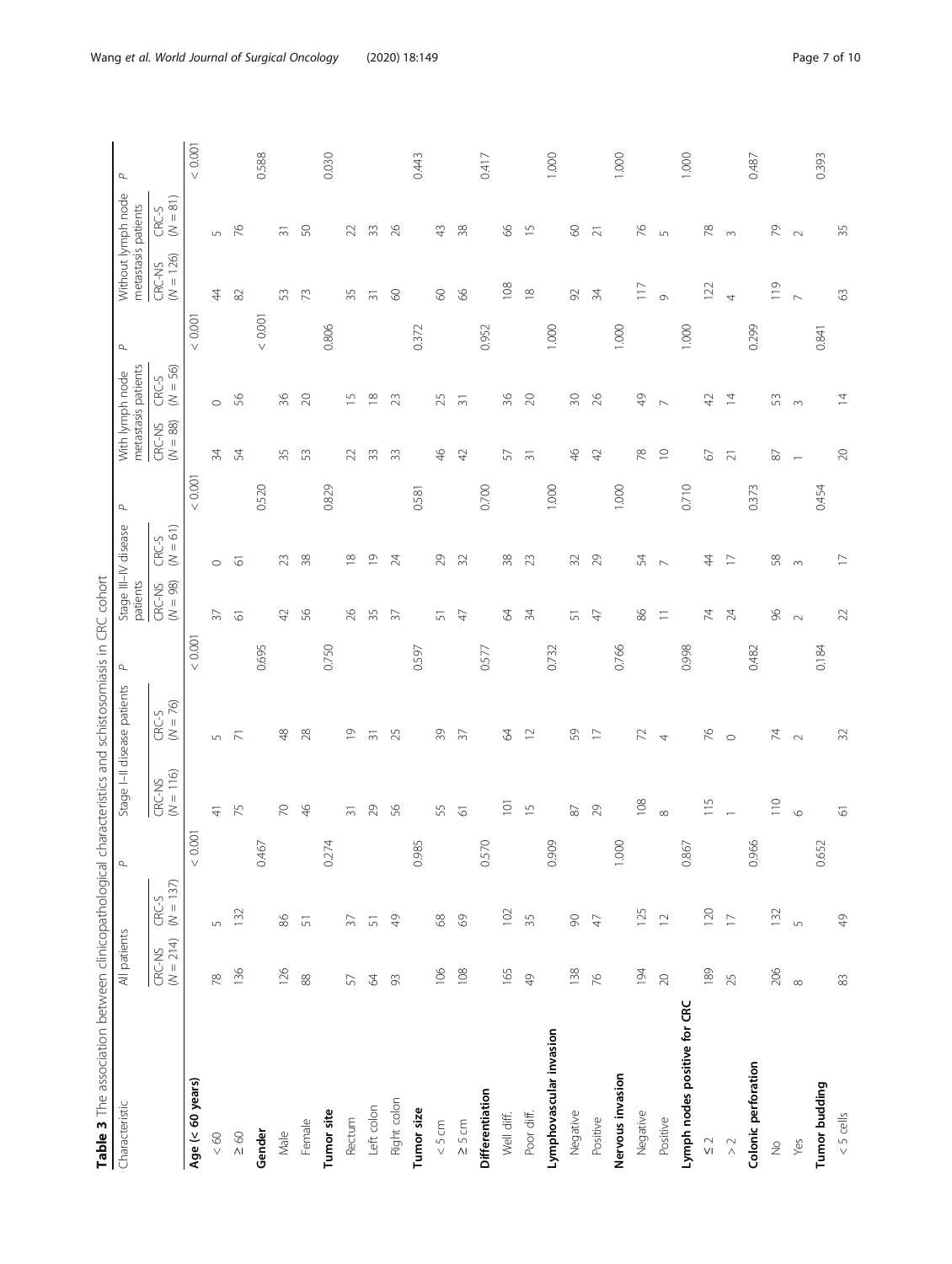**Table 3** The association between clinicopathological characteristics and schistosomiasis in CRC cohort

| Characteristic | All patients | | *P* | Stage I–II disease patients | | *P* | Stage III–IV disease patients | | *P* | With lymph node metastasis patients | | *P* | Without lymph node metastasis patients | | *P* |
|---|---|---|---|---|---|---|---|---|---|---|---|---|---|---|---|
| | CRC-NS (*N* = 214) | CRC-S (*N* = 137) | | CRC-NS (*N* = 116) | CRC-S (*N* = 76) | | CRC-NS (*N* = 98) | CRC-S (*N* = 61) | | CRC-NS (*N* = 88) | CRC-S (*N* = 56) | | CRC-NS (*N* = 126) | CRC-S (*N* = 81) | |
| **Age (< 60 years)** | | | < 0.001 | | | < 0.001 | | | < 0.001 | | | < 0.001 | | | < 0.001 |
| < 60 | 78 | 5 | | 41 | 5 | | 37 | 0 | | 34 | 0 | | 44 | 5 | |
| ≥ 60 | 136 | 132 | | 75 | 71 | | 61 | 61 | | 54 | 56 | | 82 | 76 | |
| **Gender** | | | 0.467 | | | 0.695 | | | 0.520 | | | < 0.001 | | | 0.588 |
| Male | 126 | 86 | | 70 | 48 | | 42 | 23 | | 35 | 36 | | 53 | 31 | |
| Female | 88 | 51 | | 46 | 28 | | 56 | 38 | | 53 | 20 | | 73 | 50 | |
| **Tumor site** | | | 0.274 | | | 0.750 | | | 0.829 | | | 0.806 | | | 0.030 |
| Rectum | 57 | 37 | | 31 | 19 | | 26 | 18 | | 22 | 15 | | 35 | 22 | |
| Left colon | 64 | 51 | | 29 | 31 | | 35 | 19 | | 33 | 18 | | 31 | 33 | |
| Right colon | 93 | 49 | | 56 | 25 | | 37 | 24 | | 33 | 23 | | 60 | 26 | |
| **Tumor size** | | | 0.985 | | | 0.597 | | | 0.581 | | | 0.372 | | | 0.443 |
| < 5 cm | 106 | 68 | | 55 | 39 | | 51 | 29 | | 46 | 25 | | 60 | 43 | |
| ≥ 5 cm | 108 | 69 | | 61 | 37 | | 47 | 32 | | 42 | 31 | | 66 | 38 | |
| **Differentiation** | | | 0.570 | | | 0.577 | | | 0.700 | | | 0.952 | | | 0.417 |
| Well diff. | 165 | 102 | | 101 | 64 | | 64 | 38 | | 57 | 36 | | 108 | 66 | |
| Poor diff. | 49 | 35 | | 15 | 12 | | 34 | 23 | | 31 | 20 | | 18 | 15 | |
| **Lymphovascular invasion** | | | 0.909 | | | 0.732 | | | 1.000 | | | 1.000 | | | 1.000 |
| Negative | 138 | 90 | | 87 | 59 | | 51 | 32 | | 46 | 30 | | 92 | 60 | |
| Positive | 76 | 47 | | 29 | 17 | | 47 | 29 | | 42 | 26 | | 34 | 21 | |
| **Nervous invasion** | | | 1.000 | | | 0.766 | | | 1.000 | | | 1.000 | | | 1.000 |
| Negative | 194 | 125 | | 108 | 72 | | 86 | 54 | | 78 | 49 | | 117 | 76 | |
| Positive | 20 | 12 | | 8 | 4 | | 11 | 7 | | 10 | 7 | | 9 | 5 | |
| **Lymph nodes positive for CRC** | | | 0.867 | | | 0.998 | | | 0.710 | | | 1.000 | | | 1.000 |
| ≤ 2 | 189 | 120 | | 115 | 76 | | 74 | 44 | | 67 | 42 | | 122 | 78 | |
| > 2 | 25 | 17 | | 1 | 0 | | 24 | 17 | | 21 | 14 | | 4 | 3 | |
| **Colonic perforation** | | | 0.966 | | | 0.482 | | | 0.373 | | | 0.299 | | | 0.487 |
| No | 206 | 132 | | 110 | 74 | | 96 | 58 | | 87 | 53 | | 119 | 79 | |
| Yes | 8 | 5 | | 6 | 2 | | 2 | 3 | | 1 | 3 | | 7 | 2 | |
| **Tumor budding** | | | 0.652 | | | 0.184 | | | 0.454 | | | 0.841 | | | 0.393 |
| < 5 cells | 83 | 49 | | 61 | 32 | | 22 | 17 | | 20 | 14 | | 63 | 35 | |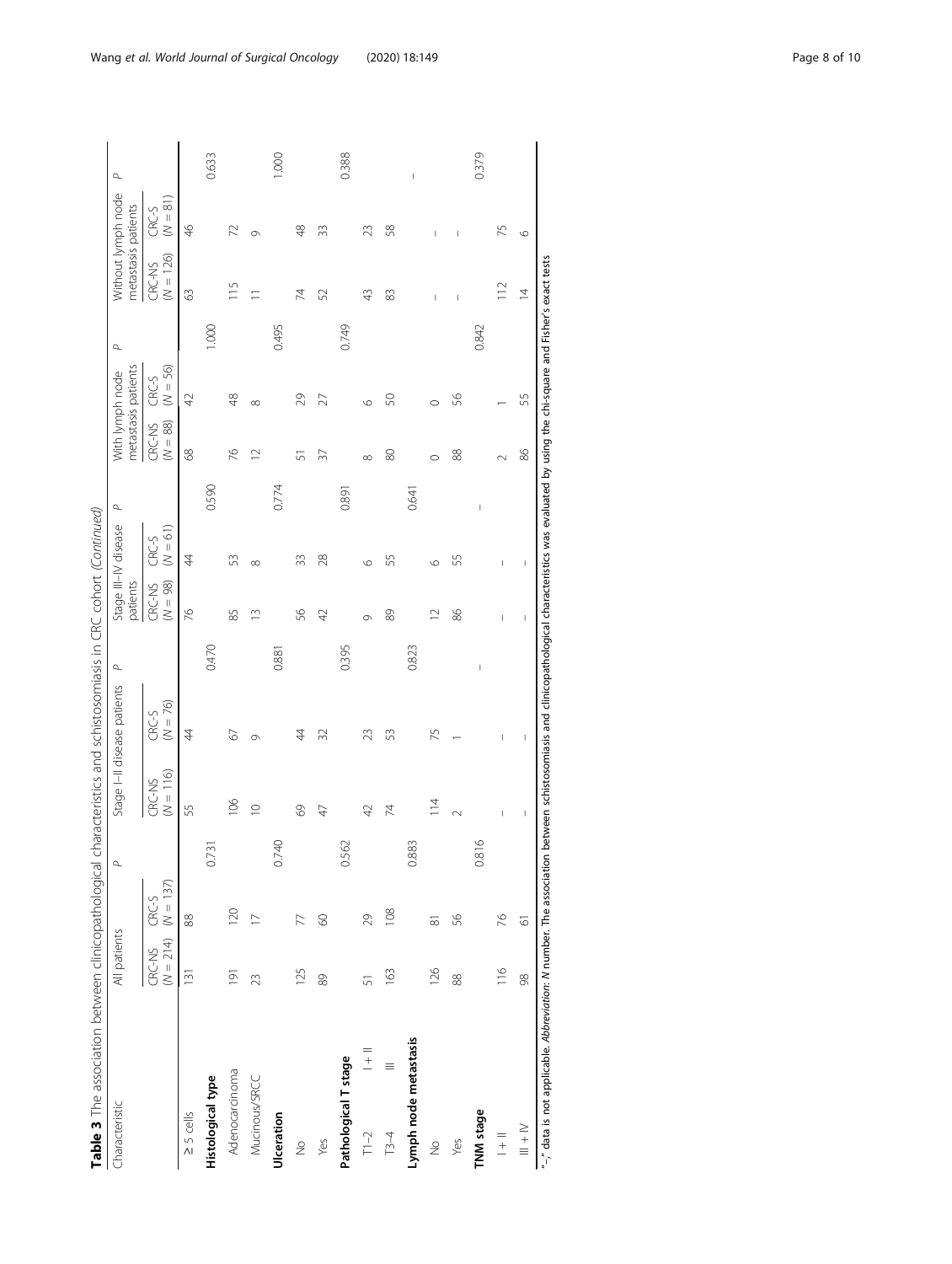**Table 3** The association between clinicopathological characteristics and schistosomiasis in CRC cohort *(Continued)*

| Characteristic | | All patients | | *P* | Stage I–II disease patients | | *P* | Stage III–IV disease patients | | *P* | With lymph node metastasis patients | | *P* | Without lymph node metastasis patients | | *P* |
|---|---|---|---|---|---|---|---|---|---|---|---|---|---|---|---|---|
| | | CRC-NS (*N* = 214) | CRC-S (*N* = 137) | | CRC-NS (*N* = 116) | CRC-S (*N* = 76) | | CRC-NS (*N* = 98) | CRC-S (*N* = 61) | | CRC-NS (*N* = 88) | CRC-S (*N* = 56) | | CRC-NS (*N* = 126) | CRC-S (*N* = 81) | |
| ≥ 5 cells | | 131 | 88 | | 55 | 44 | | 76 | 44 | | 68 | 42 | | 63 | 46 | |
| **Histological type** | | | | 0.731 | | | 0.470 | | | 0.590 | | | 1.000 | | | 0.633 |
| Adenocarcinoma | | 191 | 120 | | 106 | 67 | | 85 | 53 | | 76 | 48 | | 115 | 72 | |
| Mucinous/SRCC | | 23 | 17 | | 10 | 9 | | 13 | 8 | | 12 | 8 | | 11 | 9 | |
| **Ulceration** | | | | 0.740 | | | 0.881 | | | 0.774 | | | 0.495 | | | 1.000 |
| No | | 125 | 77 | | 69 | 44 | | 56 | 33 | | 51 | 29 | | 74 | 48 | |
| Yes | | 89 | 60 | | 47 | 32 | | 42 | 28 | | 37 | 27 | | 52 | 33 | |
| **Pathological T stage** | | | | 0.562 | | | 0.395 | | | 0.891 | | | 0.749 | | | 0.388 |
| T1–2 | I + II | 51 | 29 | | 42 | 23 | | 9 | 6 | | 8 | 6 | | 43 | 23 | |
| T3–4 | III | 163 | 108 | | 74 | 53 | | 89 | 55 | | 80 | 50 | | 83 | 58 | |
| **Lymph node metastasis** | | | | 0.883 | | | 0.823 | | | 0.641 | | | | | | – |
| No | | 126 | 81 | | 114 | 75 | | 12 | 6 | | 0 | 0 | | – | – | |
| Yes | | 88 | 56 | | 2 | 1 | | 86 | 55 | | 88 | 56 | | – | – | |
| **TNM stage** | | | | 0.816 | | | – | | | – | | | 0.842 | | | 0.379 |
| I + II | | 116 | 76 | | – | – | | – | – | | 2 | 1 | | 112 | 75 | |
| III + IV | | 98 | 61 | | – | – | | – | – | | 86 | 55 | | 14 | 6 | |

"–" data is not applicable. *Abbreviation*: *N* number. The association between schistosomiasis and clinicopathological characteristics was evaluated by using the chi-square and Fisher's exact tests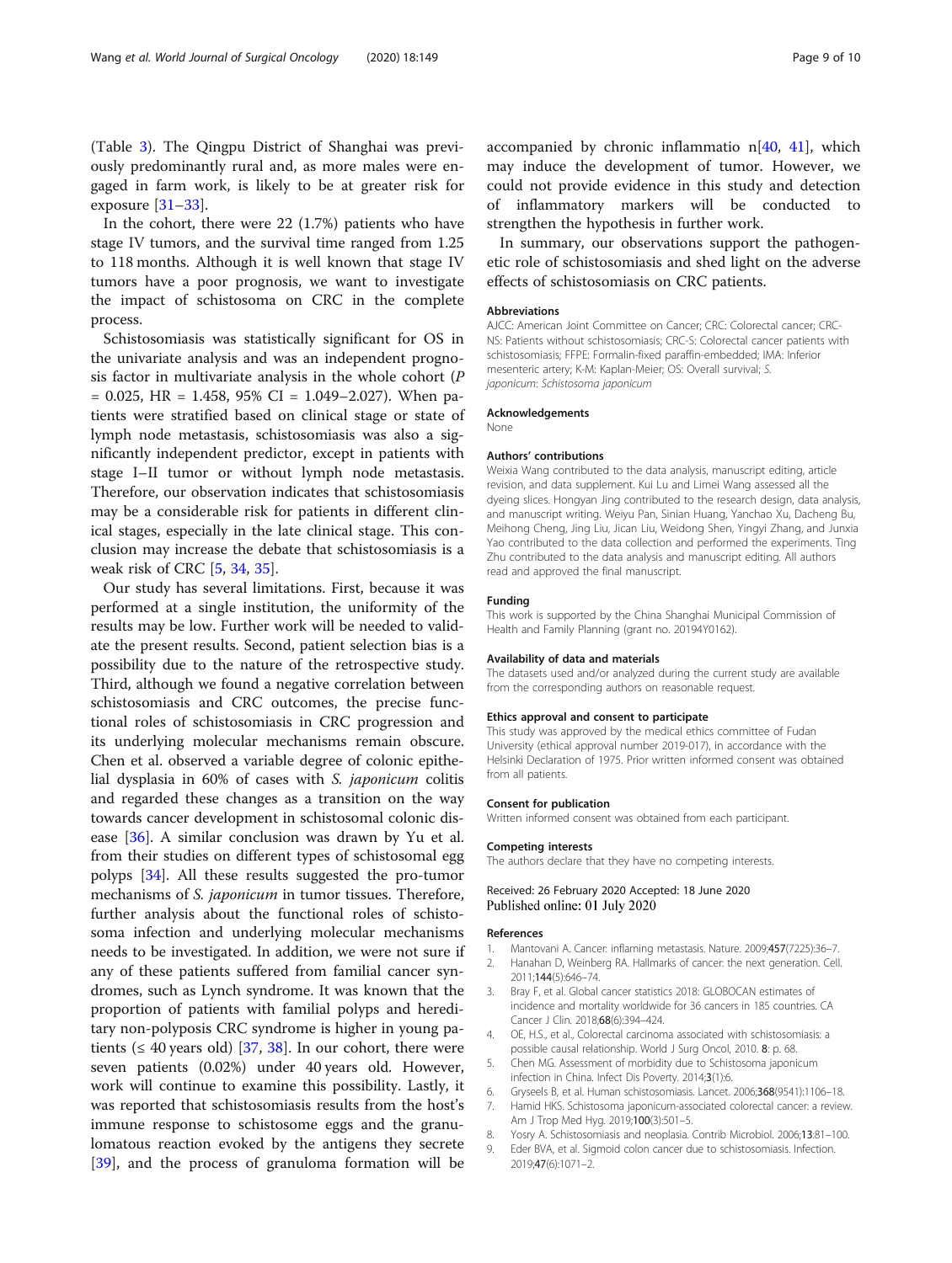(Table 3). The Qingpu District of Shanghai was previously predominantly rural and, as more males were engaged in farm work, is likely to be at greater risk for exposure [31–33].

In the cohort, there were 22 (1.7%) patients who have stage IV tumors, and the survival time ranged from 1.25 to 118 months. Although it is well known that stage IV tumors have a poor prognosis, we want to investigate the impact of schistosoma on CRC in the complete process.

Schistosomiasis was statistically significant for OS in the univariate analysis and was an independent prognosis factor in multivariate analysis in the whole cohort ($P = 0.025$, HR = 1.458, 95% CI = 1.049–2.027). When patients were stratified based on clinical stage or state of lymph node metastasis, schistosomiasis was also a significantly independent predictor, except in patients with stage I–II tumor or without lymph node metastasis. Therefore, our observation indicates that schistosomiasis may be a considerable risk for patients in different clinical stages, especially in the late clinical stage. This conclusion may increase the debate that schistosomiasis is a weak risk of CRC [5, 34, 35].

Our study has several limitations. First, because it was performed at a single institution, the uniformity of the results may be low. Further work will be needed to validate the present results. Second, patient selection bias is a possibility due to the nature of the retrospective study. Third, although we found a negative correlation between schistosomiasis and CRC outcomes, the precise functional roles of schistosomiasis in CRC progression and its underlying molecular mechanisms remain obscure. Chen et al. observed a variable degree of colonic epithelial dysplasia in 60% of cases with *S. japonicum* colitis and regarded these changes as a transition on the way towards cancer development in schistosomal colonic disease [36]. A similar conclusion was drawn by Yu et al. from their studies on different types of schistosomal egg polyps [34]. All these results suggested the pro-tumor mechanisms of *S. japonicum* in tumor tissues. Therefore, further analysis about the functional roles of schistosoma infection and underlying molecular mechanisms needs to be investigated. In addition, we were not sure if any of these patients suffered from familial cancer syndromes, such as Lynch syndrome. It was known that the proportion of patients with familial polyps and hereditary non-polyposis CRC syndrome is higher in young patients (≤ 40 years old) [37, 38]. In our cohort, there were seven patients (0.02%) under 40 years old. However, work will continue to examine this possibility. Lastly, it was reported that schistosomiasis results from the host's immune response to schistosome eggs and the granulomatous reaction evoked by the antigens they secrete [39], and the process of granuloma formation will be accompanied by chronic inflammatio n[40, 41], which may induce the development of tumor. However, we could not provide evidence in this study and detection of inflammatory markers will be conducted to strengthen the hypothesis in further work.

In summary, our observations support the pathogenetic role of schistosomiasis and shed light on the adverse effects of schistosomiasis on CRC patients.

#### Abbreviations

AJCC: American Joint Committee on Cancer; CRC: Colorectal cancer; CRC-NS: Patients without schistosomiasis; CRC-S: Colorectal cancer patients with schistosomiasis; FFPE: Formalin-fixed paraffin-embedded; IMA: Inferior mesenteric artery; K-M: Kaplan-Meier; OS: Overall survival; *S. japonicum*: *Schistosoma japonicum*

#### Acknowledgements

None

#### Authors' contributions

Weixia Wang contributed to the data analysis, manuscript editing, article revision, and data supplement. Kui Lu and Limei Wang assessed all the dyeing slices. Hongyan Jing contributed to the research design, data analysis, and manuscript writing. Weiyu Pan, Sinian Huang, Yanchao Xu, Dacheng Bu, Meihong Cheng, Jing Liu, Jican Liu, Weidong Shen, Yingyi Zhang, and Junxia Yao contributed to the data collection and performed the experiments. Ting Zhu contributed to the data analysis and manuscript editing. All authors read and approved the final manuscript.

#### Funding

This work is supported by the China Shanghai Municipal Commission of Health and Family Planning (grant no. 20194Y0162).

#### Availability of data and materials

The datasets used and/or analyzed during the current study are available from the corresponding authors on reasonable request.

#### Ethics approval and consent to participate

This study was approved by the medical ethics committee of Fudan University (ethical approval number 2019-017), in accordance with the Helsinki Declaration of 1975. Prior written informed consent was obtained from all patients.

#### Consent for publication

Written informed consent was obtained from each participant.

#### Competing interests

The authors declare that they have no competing interests.

Received: 26 February 2020 Accepted: 18 June 2020
Published online: 01 July 2020

#### References

1. Mantovani A. Cancer: inflaming metastasis. Nature. 2009;**457**(7225):36–7.
2. Hanahan D, Weinberg RA. Hallmarks of cancer: the next generation. Cell. 2011;**144**(5):646–74.
3. Bray F, et al. Global cancer statistics 2018: GLOBOCAN estimates of incidence and mortality worldwide for 36 cancers in 185 countries. CA Cancer J Clin. 2018;**68**(6):394–424.
4. OE, H.S., et al., Colorectal carcinoma associated with schistosomiasis: a possible causal relationship. World J Surg Oncol, 2010. **8**: p. 68.
5. Chen MG. Assessment of morbidity due to Schistosoma japonicum infection in China. Infect Dis Poverty. 2014;**3**(1):6.
6. Gryseels B, et al. Human schistosomiasis. Lancet. 2006;**368**(9541):1106–18.
7. Hamid HKS. Schistosoma japonicum-associated colorectal cancer: a review. Am J Trop Med Hyg. 2019;**100**(3):501–5.
8. Yosry A. Schistosomiasis and neoplasia. Contrib Microbiol. 2006;**13**:81–100.
9. Eder BVA, et al. Sigmoid colon cancer due to schistosomiasis. Infection. 2019;**47**(6):1071–2.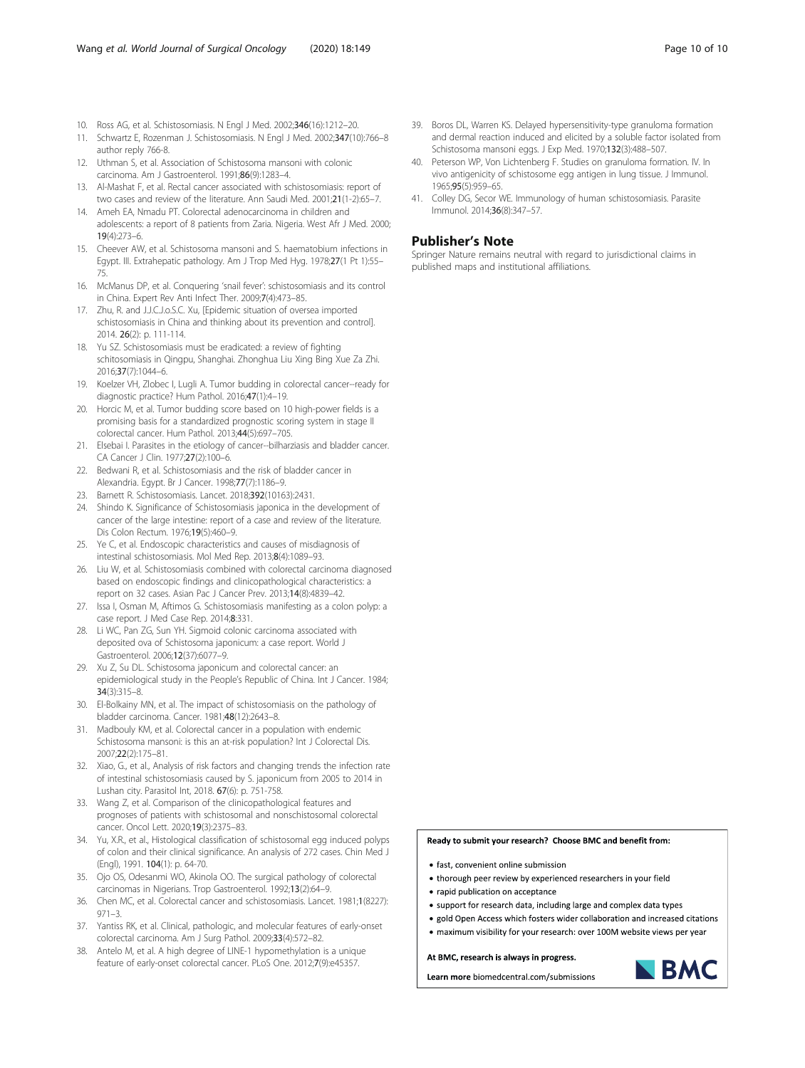10. Ross AG, et al. Schistosomiasis. N Engl J Med. 2002;**346**(16):1212–20.
11. Schwartz E, Rozenman J. Schistosomiasis. N Engl J Med. 2002;**347**(10):766–8 author reply 766-8.
12. Uthman S, et al. Association of Schistosoma mansoni with colonic carcinoma. Am J Gastroenterol. 1991;**86**(9):1283–4.
13. Al-Mashat F, et al. Rectal cancer associated with schistosomiasis: report of two cases and review of the literature. Ann Saudi Med. 2001;**21**(1-2):65–7.
14. Ameh EA, Nmadu PT. Colorectal adenocarcinoma in children and adolescents: a report of 8 patients from Zaria. Nigeria. West Afr J Med. 2000; **19**(4):273–6.
15. Cheever AW, et al. Schistosoma mansoni and S. haematobium infections in Egypt. III. Extrahepatic pathology. Am J Trop Med Hyg. 1978;**27**(1 Pt 1):55–75.
16. McManus DP, et al. Conquering 'snail fever': schistosomiasis and its control in China. Expert Rev Anti Infect Ther. 2009;**7**(4):473–85.
17. Zhu, R. and J.J.C.J.o.S.C. Xu, [Epidemic situation of oversea imported schistosomiasis in China and thinking about its prevention and control]. 2014. **26**(2): p. 111-114.
18. Yu SZ. Schistosomiasis must be eradicated: a review of fighting schitosomiasis in Qingpu, Shanghai. Zhonghua Liu Xing Bing Xue Za Zhi. 2016;**37**(7):1044–6.
19. Koelzer VH, Zlobec I, Lugli A. Tumor budding in colorectal cancer--ready for diagnostic practice? Hum Pathol. 2016;**47**(1):4–19.
20. Horcic M, et al. Tumor budding score based on 10 high-power fields is a promising basis for a standardized prognostic scoring system in stage II colorectal cancer. Hum Pathol. 2013;**44**(5):697–705.
21. Elsebai I. Parasites in the etiology of cancer--bilharziasis and bladder cancer. CA Cancer J Clin. 1977;**27**(2):100–6.
22. Bedwani R, et al. Schistosomiasis and the risk of bladder cancer in Alexandria. Egypt. Br J Cancer. 1998;**77**(7):1186–9.
23. Barnett R. Schistosomiasis. Lancet. 2018;**392**(10163):2431.
24. Shindo K. Significance of Schistosomiasis japonica in the development of cancer of the large intestine: report of a case and review of the literature. Dis Colon Rectum. 1976;**19**(5):460–9.
25. Ye C, et al. Endoscopic characteristics and causes of misdiagnosis of intestinal schistosomiasis. Mol Med Rep. 2013;**8**(4):1089–93.
26. Liu W, et al. Schistosomiasis combined with colorectal carcinoma diagnosed based on endoscopic findings and clinicopathological characteristics: a report on 32 cases. Asian Pac J Cancer Prev. 2013;**14**(8):4839–42.
27. Issa I, Osman M, Aftimos G. Schistosomiasis manifesting as a colon polyp: a case report. J Med Case Rep. 2014;**8**:331.
28. Li WC, Pan ZG, Sun YH. Sigmoid colonic carcinoma associated with deposited ova of Schistosoma japonicum: a case report. World J Gastroenterol. 2006;**12**(37):6077–9.
29. Xu Z, Su DL. Schistosoma japonicum and colorectal cancer: an epidemiological study in the People's Republic of China. Int J Cancer. 1984; **34**(3):315–8.
30. El-Bolkainy MN, et al. The impact of schistosomiasis on the pathology of bladder carcinoma. Cancer. 1981;**48**(12):2643–8.
31. Madbouly KM, et al. Colorectal cancer in a population with endemic Schistosoma mansoni: is this an at-risk population? Int J Colorectal Dis. 2007;**22**(2):175–81.
32. Xiao, G., et al., Analysis of risk factors and changing trends the infection rate of intestinal schistosomiasis caused by S. japonicum from 2005 to 2014 in Lushan city. Parasitol Int, 2018. **67**(6): p. 751-758.
33. Wang Z, et al. Comparison of the clinicopathological features and prognoses of patients with schistosomal and nonschistosomal colorectal cancer. Oncol Lett. 2020;**19**(3):2375–83.
34. Yu, X.R., et al., Histological classification of schistosomal egg induced polyps of colon and their clinical significance. An analysis of 272 cases. Chin Med J (Engl), 1991. **104**(1): p. 64-70.
35. Ojo OS, Odesanmi WO, Akinola OO. The surgical pathology of colorectal carcinomas in Nigerians. Trop Gastroenterol. 1992;**13**(2):64–9.
36. Chen MC, et al. Colorectal cancer and schistosomiasis. Lancet. 1981;**1**(8227): 971–3.
37. Yantiss RK, et al. Clinical, pathologic, and molecular features of early-onset colorectal carcinoma. Am J Surg Pathol. 2009;**33**(4):572–82.
38. Antelo M, et al. A high degree of LINE-1 hypomethylation is a unique feature of early-onset colorectal cancer. PLoS One. 2012;**7**(9):e45357.
39. Boros DL, Warren KS. Delayed hypersensitivity-type granuloma formation and dermal reaction induced and elicited by a soluble factor isolated from Schistosoma mansoni eggs. J Exp Med. 1970;**132**(3):488–507.
40. Peterson WP, Von Lichtenberg F. Studies on granuloma formation. IV. In vivo antigenicity of schistosome egg antigen in lung tissue. J Immunol. 1965;**95**(5):959–65.
41. Colley DG, Secor WE. Immunology of human schistosomiasis. Parasite Immunol. 2014;**36**(8):347–57.

## Publisher's Note

Springer Nature remains neutral with regard to jurisdictional claims in published maps and institutional affiliations.

**Ready to submit your research? Choose BMC and benefit from:**

- fast, convenient online submission
- thorough peer review by experienced researchers in your field
- rapid publication on acceptance
- support for research data, including large and complex data types
- gold Open Access which fosters wider collaboration and increased citations
- maximum visibility for your research: over 100M website views per year

**At BMC, research is always in progress.**

**Learn more** biomedcentral.com/submissions

BMC